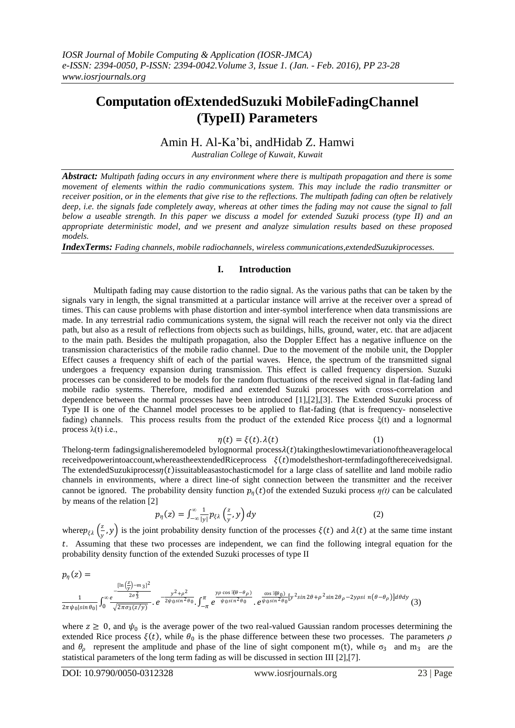# Computation of Extended Suzuki Mobile Fading Channel (Type II) Parameters

Amin H. Al-Ka'bi, and Hidab Z. Hamwi

*Australian College of Kuwait, Kuwait*

***Abstract:*** *Multipath fading occurs in any environment where there is multipath propagation and there is some movement of elements within the radio communications system. This may include the radio transmitter or receiver position, or in the elements that give rise to the reflections. The multipath fading can often be relatively deep, i.e. the signals fade completely away, whereas at other times the fading may not cause the signal to fall below a useable strength. In this paper we discuss a model for extended Suzuki process (type II) and an appropriate deterministic model, and we present and analyze simulation results based on these proposed models.*

***IndexTerms:*** *Fading channels, mobile radiochannels, wireless communications, extended Suzuki processes.*

## I. Introduction

Multipath fading may cause distortion to the radio signal. As the various paths that can be taken by the signals vary in length, the signal transmitted at a particular instance will arrive at the receiver over a spread of times. This can cause problems with phase distortion and inter-symbol interference when data transmissions are made. In any terrestrial radio communications system, the signal will reach the receiver not only via the direct path, but also as a result of reflections from objects such as buildings, hills, ground, water, etc. that are adjacent to the main path. Besides the multipath propagation, also the Doppler Effect has a negative influence on the transmission characteristics of the mobile radio channel. Due to the movement of the mobile unit, the Doppler Effect causes a frequency shift of each of the partial waves. Hence, the spectrum of the transmitted signal undergoes a frequency expansion during transmission. This effect is called frequency dispersion. Suzuki processes can be considered to be models for the random fluctuations of the received signal in flat-fading land mobile radio systems. Therefore, modified and extended Suzuki processes with cross-correlation and dependence between the normal processes have been introduced [1],[2],[3]. The Extended Suzuki process of Type II is one of the Channel model processes to be applied to flat-fading (that is frequency- nonselective fading) channels. This process results from the product of the extended Rice process $\xi(t)$ and a lognormal process $\lambda(t)$ i.e.,

$$\eta(t) = \xi(t).\lambda(t) \tag{1}$$

The long-term fading signal is here modeled by lognormal process $\lambda(t)$ taking the slow time variation of the average local received power into account, whereas the extended Rice process $\xi(t)$ models the short-term fading of the received signal. The extended Suzuki process $\eta(t)$ is suitable as a stochastic model for a large class of satellite and land mobile radio channels in environments, where a direct line-of sight connection between the transmitter and the receiver cannot be ignored. The probability density function $p_\eta(t)$ of the extended Suzuki process *η(t)* can be calculated by means of the relation [2]

$$p_\eta(z) = \int_{-\infty}^{\infty} \frac{1}{|y|} p_{\xi\lambda}\left(\frac{z}{y}, y\right) dy \tag{2}$$

where $p_{\xi\lambda}\left(\frac{z}{y}, y\right)$ is the joint probability density function of the processes $\xi(t)$ and $\lambda(t)$ at the same time instant $t$. Assuming that these two processes are independent, we can find the following integral equation for the probability density function of the extended Suzuki processes of type II

$$p_\eta(z) = \frac{1}{2\pi\psi_0|\sin\theta_0|}\int_0^{\infty} \frac{e^{-\frac{[\ln\left(\frac{z}{y}\right)-m_3]^2}{2\sigma_3^2}}}{\sqrt{2\pi}\sigma_3(z/y)} . e^{-\frac{y^2+\rho^2}{2\psi_0 \sin^2\theta_0}} . \int_{-\pi}^{\pi} e^{\frac{y\rho\cos(\theta-\theta_\rho)}{\psi_0 \sin^2\theta_0}} . e^{\frac{\cos(\theta_0)}{\psi_0 \sin^2\theta_0}[y^2 \sin 2\theta + \rho^2 \sin 2\theta_\rho - 2y\rho \sin(\theta-\theta_\rho)]} d\theta dy \tag{3}$$

where $z \geq 0$, and $\psi_0$ is the average power of the two real-valued Gaussian random processes determining the extended Rice process $\xi(t)$, while $\theta_0$ is the phase difference between these two processes. The parameters $\rho$ and $\theta_\rho$ represent the amplitude and phase of the line of sight component m(t), while $\sigma_3$ and $m_3$ are the statistical parameters of the long term fading as will be discussed in section III [2],[7].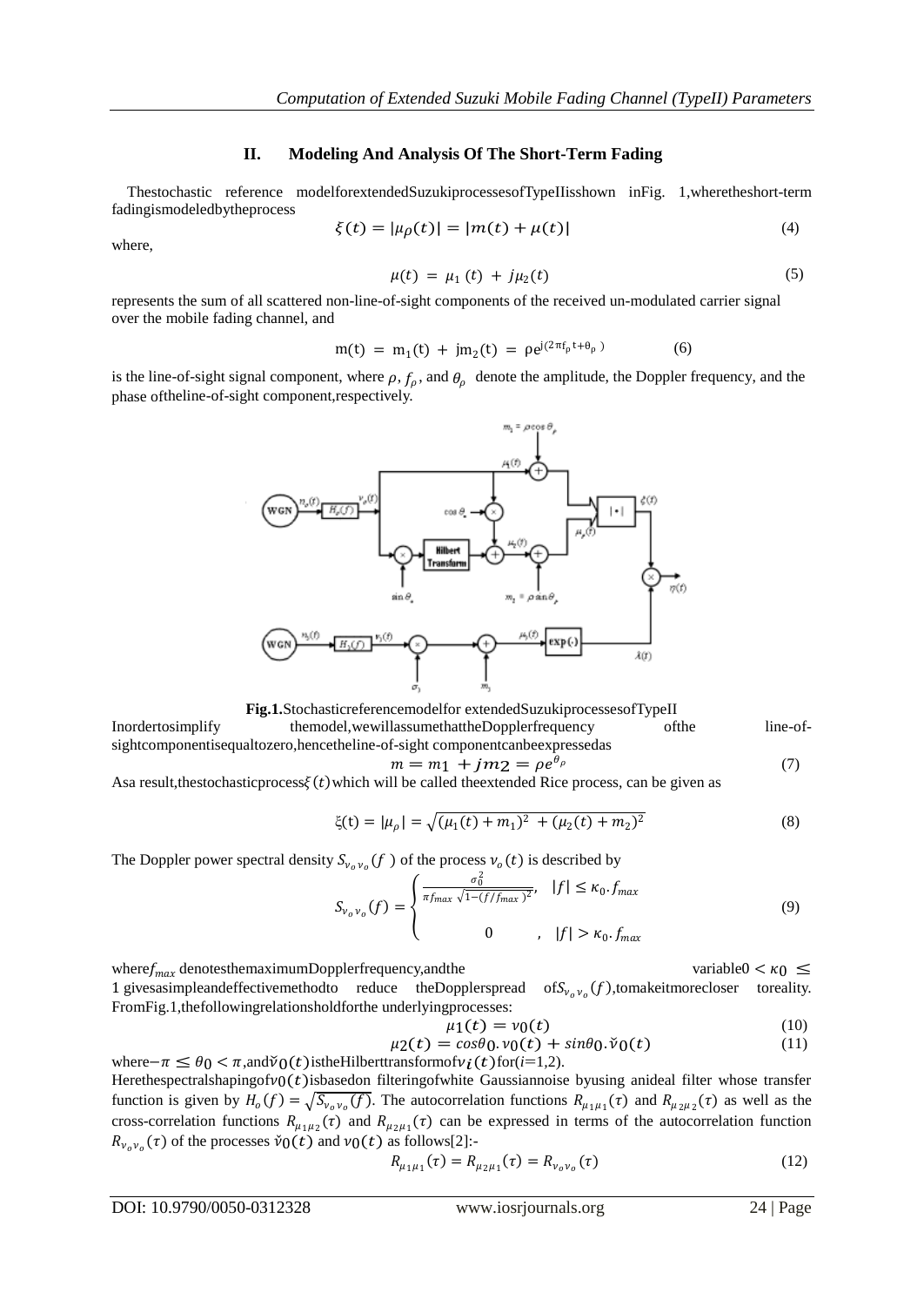## II. Modeling And Analysis Of The Short-Term Fading

The stochastic reference model for extended Suzuki processes of Type II is shown in Fig. 1, where the short-term fading is modeled by the process

$$\xi(t) = |\mu_\rho(t)| = |m(t) + \mu(t)| \tag{4}$$

where,

$$\mu(t) = \mu_1(t) + j\mu_2(t) \tag{5}$$

represents the sum of all scattered non-line-of-sight components of the received un-modulated carrier signal over the mobile fading channel, and

$$m(t) = m_1(t) + jm_2(t) = \rho e^{j(2\pi f_\rho t + \theta_\rho)} \tag{6}$$

is the line-of-sight signal component, where $\rho$, $f_\rho$, and $\theta_\rho$ denote the amplitude, the Doppler frequency, and the phase of the line-of-sight component, respectively.

**Fig.1.** Stochastic reference model for extended Suzuki processes of Type II

In order to simplify the model, we will assume that the Doppler frequency of the line-of-sight component is equal to zero, hence the line-of-sight component can be expressed as

$$m = m_1 + jm_2 = \rho e^{\theta_\rho} \tag{7}$$

As a result, the stochastic process $\xi(t)$ which will be called the extended Rice process, can be given as

$$\xi(t) = |\mu_\rho| = \sqrt{(\mu_1(t) + m_1)^2 + (\mu_2(t) + m_2)^2} \tag{8}$$

The Doppler power spectral density $S_{\nu_o\nu_o}(f)$ of the process $\nu_o(t)$ is described by

$$S_{\nu_o\nu_o}(f) = \begin{cases} \dfrac{\sigma_0^2}{\pi f_{max}\sqrt{1-(f/f_{max})^2}}, & |f| \leq \kappa_0 . f_{max} \\ 0, & |f| > \kappa_0 . f_{max} \end{cases} \tag{9}$$

where $f_{max}$ denotes the maximum Doppler frequency, and the variable $0 < \kappa_0 \leq 1$ gives a simple and effective method to reduce the Doppler spread of $S_{\nu_o\nu_o}(f)$, to make it more closer to reality. From Fig.1, the following relations hold for the underlying processes:

$$\mu_1(t) = \nu_0(t) \tag{10}$$

$$\mu_2(t) = \cos\theta_0 . \nu_0(t) + \sin\theta_0 . \check{\nu}_0(t) \tag{11}$$

where $-\pi \leq \theta_0 < \pi$, and $\check{\nu}_0(t)$ is the Hilbert transform of $\nu_i(t)$ for ($i$=1,2).

Here the spectral shaping of $\nu_0(t)$ is based on filtering of white Gaussian noise by using an ideal filter whose transfer function is given by $H_o(f) = \sqrt{S_{\nu_o\nu_o}(f)}$. The autocorrelation functions $R_{\mu_1\mu_1}(\tau)$ and $R_{\mu_2\mu_2}(\tau)$ as well as the cross-correlation functions $R_{\mu_1\mu_2}(\tau)$ and $R_{\mu_2\mu_1}(\tau)$ can be expressed in terms of the autocorrelation function $R_{\nu_o\nu_o}(\tau)$ of the processes $\check{\nu}_0(t)$ and $\nu_0(t)$ as follows[2]:-

$$R_{\mu_1\mu_1}(\tau) = R_{\mu_2\mu_1}(\tau) = R_{\nu_o\nu_o}(\tau) \tag{12}$$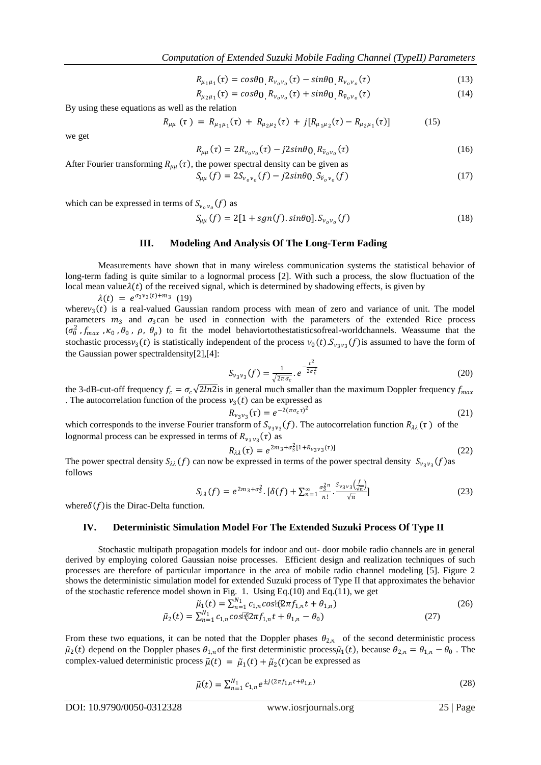$$R_{\mu_1\mu_1}(\tau) = cos\theta_0 . R_{\nu_o\nu_o}(\tau) - sin\theta_0 . R_{\nu_o\nu_o}(\tau) \tag{13}$$

$$R_{\mu_2\mu_1}(\tau) = cos\theta_0 . R_{\nu_o\nu_o}(\tau) + sin\theta_0 . R_{\breve{\nu}_o\nu_o}(\tau) \tag{14}$$

By using these equations as well as the relation

$$R_{\mu\mu}(\tau) = R_{\mu_1\mu_1}(\tau) + R_{\mu_2\mu_2}(\tau) + j[R_{\mu_1\mu_2}(\tau) - R_{\mu_2\mu_1}(\tau)] \tag{15}$$

we get

$$R_{\mu\mu}(\tau) = 2R_{\nu_o\nu_o}(\tau) - j2sin\theta_0 . R_{\breve{\nu}_o\nu_o}(\tau) \tag{16}$$

After Fourier transforming $R_{\mu\mu}(\tau)$, the power spectral density can be given as

$$S_{\mu\mu}(f) = 2S_{\nu_o\nu_o}(f) - j2sin\theta_0 . S_{\breve{\nu}_o\nu_o}(f) \tag{17}$$

which can be expressed in terms of $S_{\nu_o\nu_o}(f)$ as

$$S_{\mu\mu}(f) = 2[1 + sgn(f). sin\theta_0]. S_{\nu_o\nu_o}(f) \tag{18}$$

## III. Modeling And Analysis Of The Long-Term Fading

Measurements have shown that in many wireless communication systems the statistical behavior of long-term fading is quite similar to a lognormal process [2]. With such a process, the slow fluctuation of the local mean value $\lambda(t)$ of the received signal, which is determined by shadowing effects, is given by

$$\lambda(t) = e^{\sigma_3 \nu_3(t) + m_3} \tag{19}$$

where $\nu_3(t)$ is a real-valued Gaussian random process with mean of zero and variance of unit. The model parameters $m_3$ and $\sigma_3$ can be used in connection with the parameters of the extended Rice process $(\sigma_0^2, f_{max}, \kappa_0, \theta_0, \rho, \theta_\rho)$ to fit the model behaviortothestatisticsofreal-worldchannels. Weassume that the stochastic process $\nu_3(t)$ is statistically independent of the process $\nu_0(t)$. $S_{\nu_3\nu_3}(f)$ is assumed to have the form of the Gaussian power spectraldensity[2],[4]:

$$S_{\nu_3\nu_3}(f) = \frac{1}{\sqrt{2\pi\sigma_c}} . e^{-\frac{f^2}{2\sigma_c^2}} \tag{20}$$

the 3-dB-cut-off frequency $f_c = \sigma_c\sqrt{2ln2}$ is in general much smaller than the maximum Doppler frequency $f_{max}$. The autocorrelation function of the process $\nu_3(t)$ can be expressed as

$$R_{\nu_3\nu_3}(\tau) = e^{-2(\pi\sigma_c\tau)^2} \tag{21}$$

which corresponds to the inverse Fourier transform of $S_{\nu_3\nu_3}(f)$. The autocorrelation function $R_{\lambda\lambda}(\tau)$ of the lognormal process can be expressed in terms of $R_{\nu_3\nu_3}(\tau)$ as

$$R_{\lambda\lambda}(\tau) = e^{2m_3 + \sigma_3^2[1 + R_{\nu_3\nu_3}(\tau)]} \tag{22}$$

The power spectral density $S_{\lambda\lambda}(f)$ can now be expressed in terms of the power spectral density $S_{\nu_3\nu_3}(f)$ as follows

$$S_{\lambda\lambda}(f) = e^{2m_3 + \sigma_3^2} . [\delta(f) + \sum_{n=1}^{\infty} \frac{\sigma_3^{2n}}{n!} . \frac{S_{\nu_3\nu_3}\left(\frac{f}{\sqrt{n}}\right)}{\sqrt{n}}] \tag{23}$$

where $\delta(f)$ is the Dirac-Delta function.

## IV. Deterministic Simulation Model For The Extended Suzuki Process Of Type II

Stochastic multipath propagation models for indoor and out- door mobile radio channels are in general derived by employing colored Gaussian noise processes. Efficient design and realization techniques of such processes are therefore of particular importance in the area of mobile radio channel modeling [5]. Figure 2 shows the deterministic simulation model for extended Suzuki process of Type II that approximates the behavior of the stochastic reference model shown in Fig. 1. Using Eq.(10) and Eq.(11), we get

$$\tilde{\mu}_1(t) = \sum_{n=1}^{N_1} c_{1,n} cos(2\pi f_{1,n} t + \theta_{1,n}) \tag{26}$$

$$\tilde{\mu}_2(t) = \sum_{n=1}^{N_1} c_{1,n} cos(2\pi f_{1,n} t + \theta_{1,n} - \theta_0) \tag{27}$$

From these two equations, it can be noted that the Doppler phases $\theta_{2,n}$ of the second deterministic process $\tilde{\mu}_2(t)$ depend on the Doppler phases $\theta_{1,n}$ of the first deterministic process $\tilde{\mu}_1(t)$, because $\theta_{2,n} = \theta_{1,n} - \theta_0$. The complex-valued deterministic process $\tilde{\mu}(t) = \tilde{\mu}_1(t) + \tilde{\mu}_2(t)$ can be expressed as

$$\tilde{\mu}(t) = \sum_{n=1}^{N_1} c_{1,n} e^{\pm j(2\pi f_{1,n} t + \theta_{1,n})} \tag{28}$$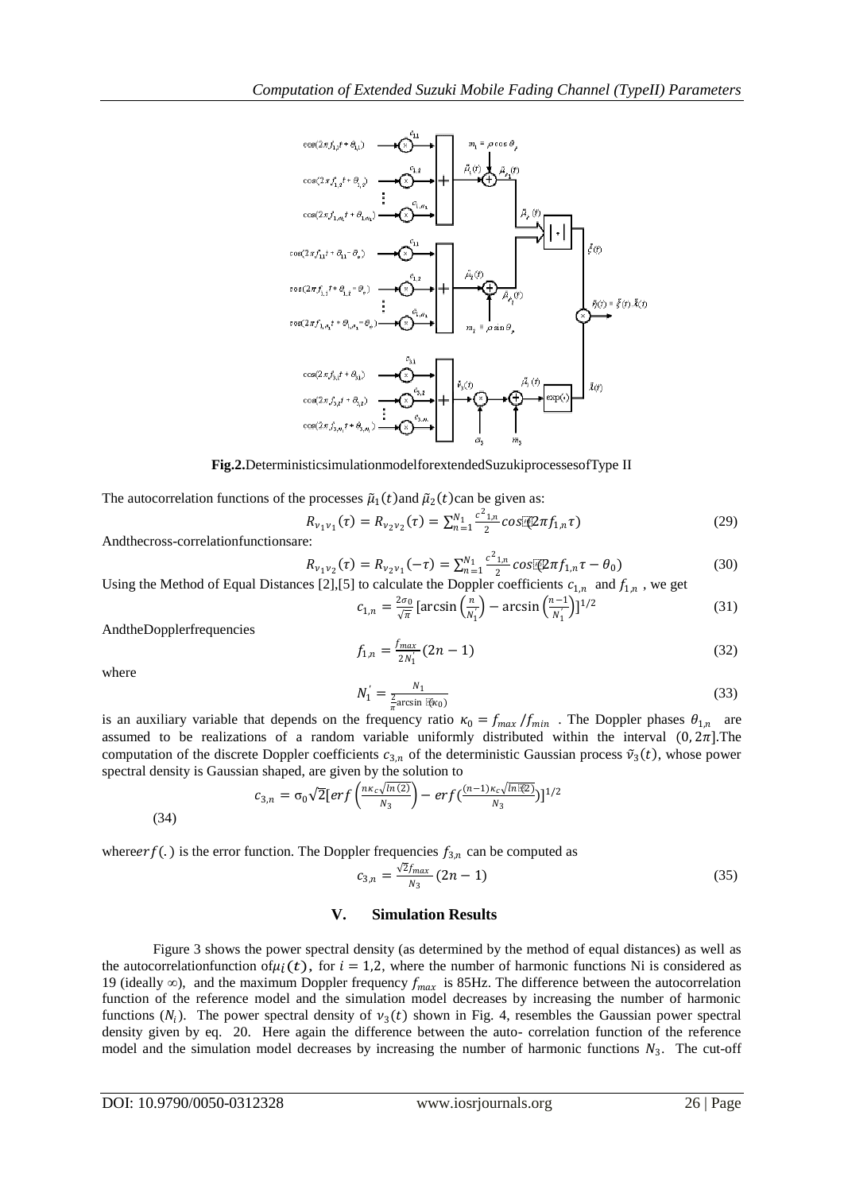**Fig.2.** Deterministic simulation model for extended Suzuki processes of Type II

The autocorrelation functions of the processes $\tilde{\mu}_1(t)$ and $\tilde{\mu}_2(t)$ can be given as:

$$R_{\nu_1\nu_1}(\tau) = R_{\nu_2\nu_2}(\tau) = \sum_{n=1}^{N_1} \frac{c^2_{1,n}}{2} cos(2\pi f_{1,n}\tau) \tag{29}$$

And the cross-correlation functions are:

$$R_{\nu_1\nu_2}(\tau) = R_{\nu_2\nu_1}(-\tau) = \sum_{n=1}^{N_1} \frac{c^2_{1,n}}{2} cos(2\pi f_{1,n}\tau - \theta_0) \tag{30}$$

Using the Method of Equal Distances [2],[5] to calculate the Doppler coefficients $c_{1,n}$ and $f_{1,n}$ , we get

$$c_{1,n} = \frac{2\sigma_0}{\sqrt{\pi}} [\arcsin\left(\frac{n}{N_1'}\right) - \arcsin\left(\frac{n-1}{N_1'}\right)]^{1/2} \tag{31}$$

And the Doppler frequencies

$$f_{1,n} = \frac{f_{max}}{2N_1'}(2n-1) \tag{32}$$

where

$$N_1' = \frac{N_1}{\frac{2}{\pi}\arcsin(\kappa_0)} \tag{33}$$

is an auxiliary variable that depends on the frequency ratio $\kappa_0 = f_{max}/f_{min}$ . The Doppler phases $\theta_{1,n}$ are assumed to be realizations of a random variable uniformly distributed within the interval $(0, 2\pi]$. The computation of the discrete Doppler coefficients $c_{3,n}$ of the deterministic Gaussian process $\tilde{\nu}_3(t)$, whose power spectral density is Gaussian shaped, are given by the solution to

$$c_{3,n} = \sigma_0\sqrt{2}[erf\left(\frac{n\kappa_c\sqrt{ln(2)}}{N_3}\right) - erf\left(\frac{(n-1)\kappa_c\sqrt{ln(2)}}{N_3}\right)]^{1/2} \tag{34}$$

where $erf(.)$ is the error function. The Doppler frequencies $f_{3,n}$ can be computed as

$$c_{3,n} = \frac{\sqrt{2}f_{max}}{N_3}(2n-1) \tag{35}$$

## V. Simulation Results

Figure 3 shows the power spectral density (as determined by the method of equal distances) as well as the autocorrelation function of $\mu_i(t)$, for $i = 1,2$, where the number of harmonic functions Ni is considered as 19 (ideally $\infty$), and the maximum Doppler frequency $f_{max}$ is 85Hz. The difference between the autocorrelation function of the reference model and the simulation model decreases by increasing the number of harmonic functions ($N_i$). The power spectral density of $\nu_3(t)$ shown in Fig. 4, resembles the Gaussian power spectral density given by eq. 20. Here again the difference between the auto- correlation function of the reference model and the simulation model decreases by increasing the number of harmonic functions $N_3$. The cut-off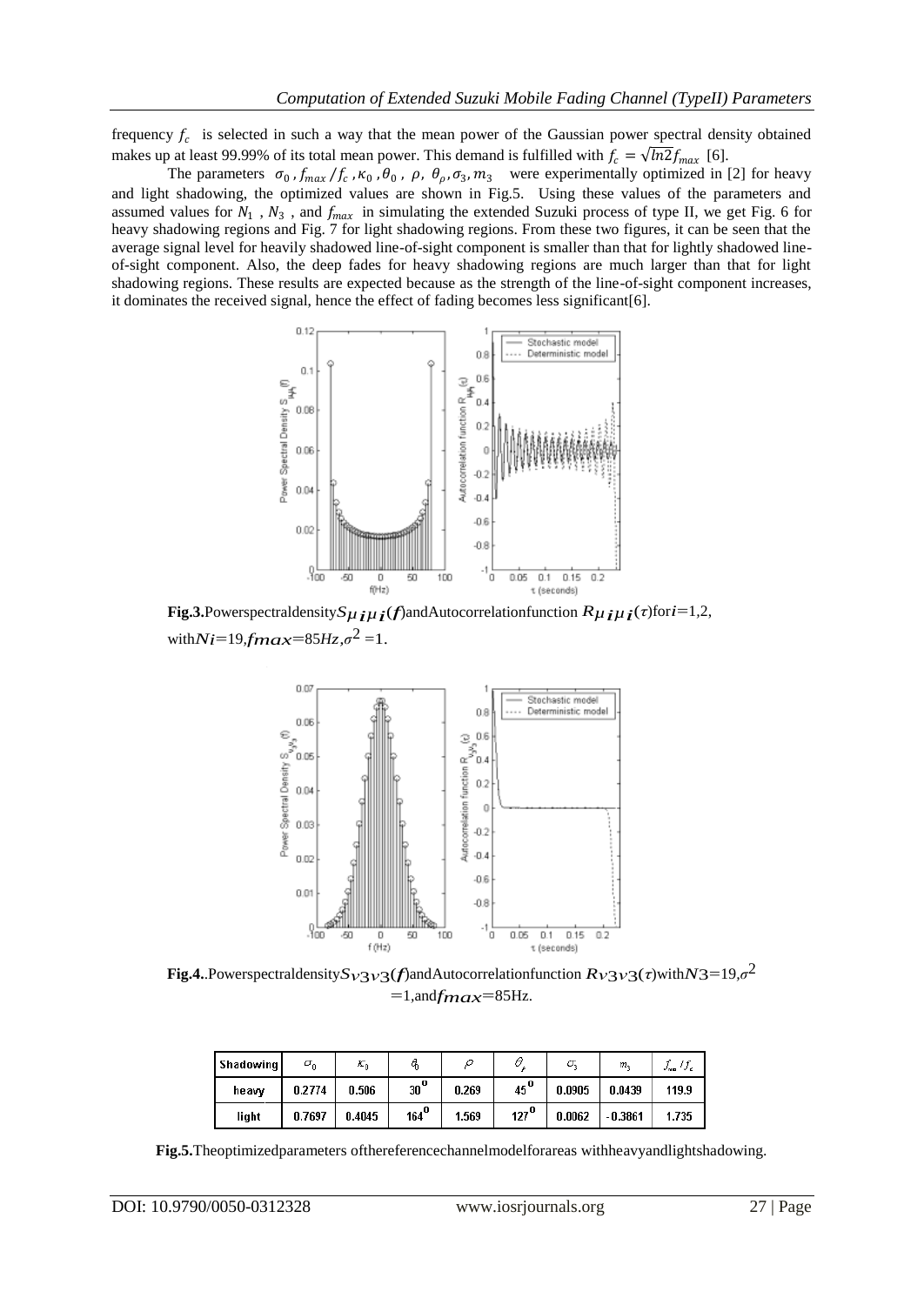frequency $f_c$ is selected in such a way that the mean power of the Gaussian power spectral density obtained makes up at least 99.99% of its total mean power. This demand is fulfilled with $f_c = \sqrt{ln2} f_{max}$ [6].

The parameters $\sigma_0$, $f_{max}/f_c$, $\kappa_0$, $\theta_0$, $\rho$, $\theta_\rho$, $\sigma_3$, $m_3$ were experimentally optimized in [2] for heavy and light shadowing, the optimized values are shown in Fig.5. Using these values of the parameters and assumed values for $N_1$, $N_3$, and $f_{max}$ in simulating the extended Suzuki process of type II, we get Fig. 6 for heavy shadowing regions and Fig. 7 for light shadowing regions. From these two figures, it can be seen that the average signal level for heavily shadowed line-of-sight component is smaller than that for lightly shadowed line-of-sight component. Also, the deep fades for heavy shadowing regions are much larger than that for light shadowing regions. These results are expected because as the strength of the line-of-sight component increases, it dominates the received signal, hence the effect of fading becomes less significant[6].

**Fig.3.** Power spectral density $S_{\mu_i \mu_i}(f)$ and Autocorrelation function $R_{\mu_i \mu_i}(\tau)$ for $i$=1,2, with $N_i$=19, $f_{max}$=85Hz, $\sigma^2$=1.

**Fig.4.** Power spectral density $S_{\nu_3 \nu_3}(f)$ and Autocorrelation function $R_{\nu_3 \nu_3}(\tau)$ with $N_3$=19, $\sigma^2$=1, and $f_{max}$=85Hz.

| Shadowing | $\sigma_0$ | $\kappa_0$ | $\theta_0$ | $\rho$ | $\theta_\rho$ | $\sigma_3$ | $m_3$ | $f_{max}/f_c$ |
|---|---|---|---|---|---|---|---|---|
| heavy | 0.2774 | 0.506 | $30^0$ | 0.269 | $45^0$ | 0.0905 | 0.0439 | 119.9 |
| light | 0.7697 | 0.4045 | $164^0$ | 1.569 | $127^0$ | 0.0062 | -0.3861 | 1.735 |

**Fig.5.** The optimized parameters of the reference channel model for areas with heavy and light shadowing.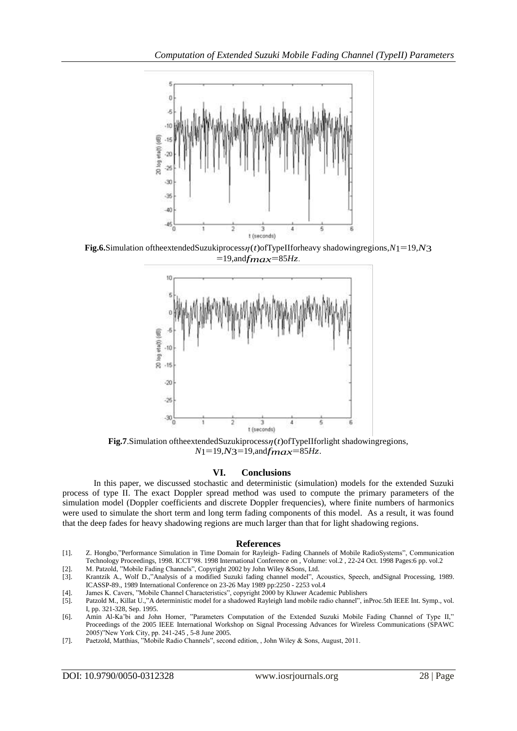5
0
-5
-10
-15
-20
-25
-30
-35
-40
-45

20 log eta(t) (dB)

0 1 2 3 4 5 6

t (seconds)

**Fig.6.** Simulation of the extended Suzuki process $\eta(t)$ of Type II for heavy shadowing regions, $N_1=19$, $N_3=19$, and $f_{max}=85Hz$.

10
5
0
-5
-10
-15
-20
-25
-30

20 log eta(t) (dB)

0 1 2 3 4 5 6

t (seconds)

**Fig.7**. Simulation of the extended Suzuki process $\eta(t)$ of Type II for light shadowing regions, $N_1=19$, $N_3=19$, and $f_{max}=85Hz$.

## VI. Conclusions

In this paper, we discussed stochastic and deterministic (simulation) models for the extended Suzuki process of type II. The exact Doppler spread method was used to compute the primary parameters of the simulation model (Doppler coefficients and discrete Doppler frequencies), where finite numbers of harmonics were used to simulate the short term and long term fading components of this model. As a result, it was found that the deep fades for heavy shadowing regions are much larger than that for light shadowing regions.

## References

[1]. Z. Hongbo,"Performance Simulation in Time Domain for Rayleigh- Fading Channels of Mobile RadioSystems", Communication Technology Proceedings, 1998. ICCT'98. 1998 International Conference on , Volume: vol.2 , 22-24 Oct. 1998 Pages:6 pp. vol.2

[2]. M. Patzold, "Mobile Fading Channels", Copyright 2002 by John Wiley &Sons, Ltd.

[3]. Krantzik A., Wolf D.,"Analysis of a modified Suzuki fading channel model", Acoustics, Speech, andSignal Processing, 1989. ICASSP-89., 1989 International Conference on 23-26 May 1989 pp:2250 - 2253 vol.4

[4]. James K. Cavers, "Mobile Channel Characteristics", copyright 2000 by Kluwer Academic Publishers

[5]. Patzold M., Killat U.,"A deterministic model for a shadowed Rayleigh land mobile radio channel", inProc.5th IEEE Int. Symp., vol. I, pp. 321-328, Sep. 1995.

[6]. Amin Al-Ka'bi and John Homer, "Parameters Computation of the Extended Suzuki Mobile Fading Channel of Type II," Proceedings of the 2005 IEEE International Workshop on Signal Processing Advances for Wireless Communications (SPAWC 2005)"New York City, pp. 241-245 , 5-8 June 2005.

[7]. Paetzold, Matthias, "Mobile Radio Channels", second edition, , John Wiley & Sons, August, 2011.